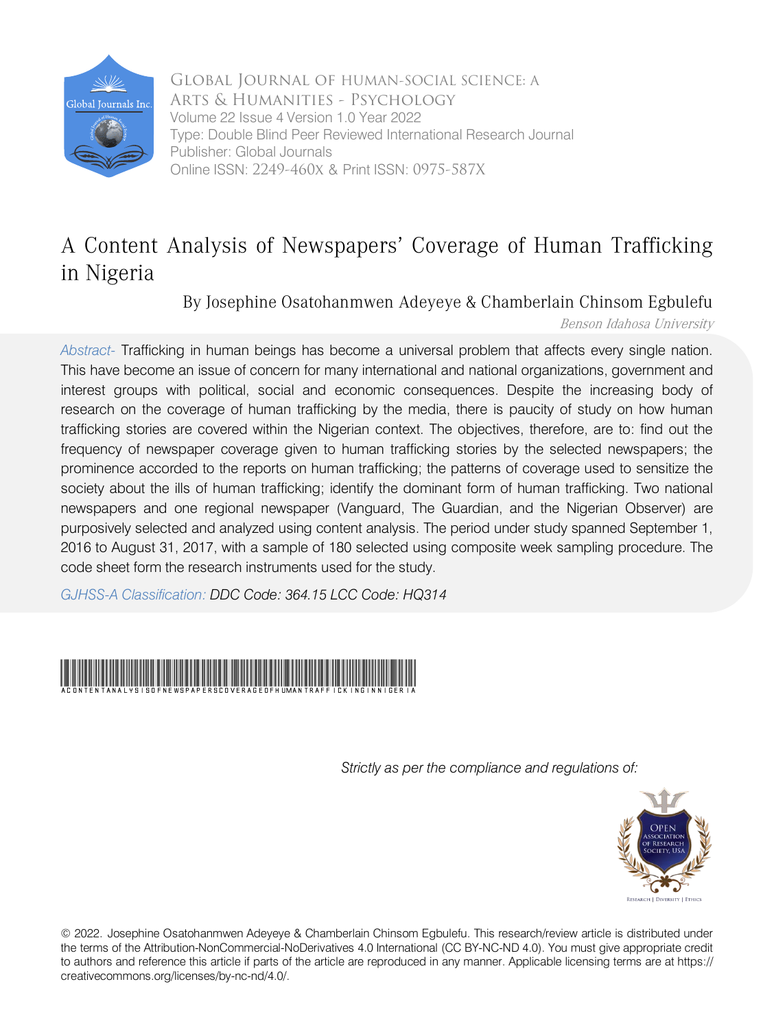Global Journal of Human-Social Science: A
Arts & Humanities - Psychology
Volume 22 Issue 4 Version 1.0 Year 2022
Type: Double Blind Peer Reviewed International Research Journal
Publisher: Global Journals
Online ISSN: 2249-460X & Print ISSN: 0975-587X

# A Content Analysis of Newspapers' Coverage of Human Trafficking in Nigeria

By Josephine Osatohanmwen Adeyeye & Chamberlain Chinsom Egbulefu

*Benson Idahosa University*

*Abstract-* Trafficking in human beings has become a universal problem that affects every single nation. This have become an issue of concern for many international and national organizations, government and interest groups with political, social and economic consequences. Despite the increasing body of research on the coverage of human trafficking by the media, there is paucity of study on how human trafficking stories are covered within the Nigerian context. The objectives, therefore, are to: find out the frequency of newspaper coverage given to human trafficking stories by the selected newspapers; the prominence accorded to the reports on human trafficking; the patterns of coverage used to sensitize the society about the ills of human trafficking; identify the dominant form of human trafficking. Two national newspapers and one regional newspaper (Vanguard, The Guardian, and the Nigerian Observer) are purposively selected and analyzed using content analysis. The period under study spanned September 1, 2016 to August 31, 2017, with a sample of 180 selected using composite week sampling procedure. The code sheet form the research instruments used for the study.

*GJHSS-A Classification:* *DDC Code: 364.15 LCC Code: HQ314*

ACONTENTANALYSISOFNEWSPAPERSCOVERAGEOFHUMANTRAFFICKINGINNIGERIA

*Strictly as per the compliance and regulations of:*

© 2022. Josephine Osatohanmwen Adeyeye & Chamberlain Chinsom Egbulefu. This research/review article is distributed under the terms of the Attribution-NonCommercial-NoDerivatives 4.0 International (CC BY-NC-ND 4.0). You must give appropriate credit to authors and reference this article if parts of the article are reproduced in any manner. Applicable licensing terms are at https://creativecommons.org/licenses/by-nc-nd/4.0/.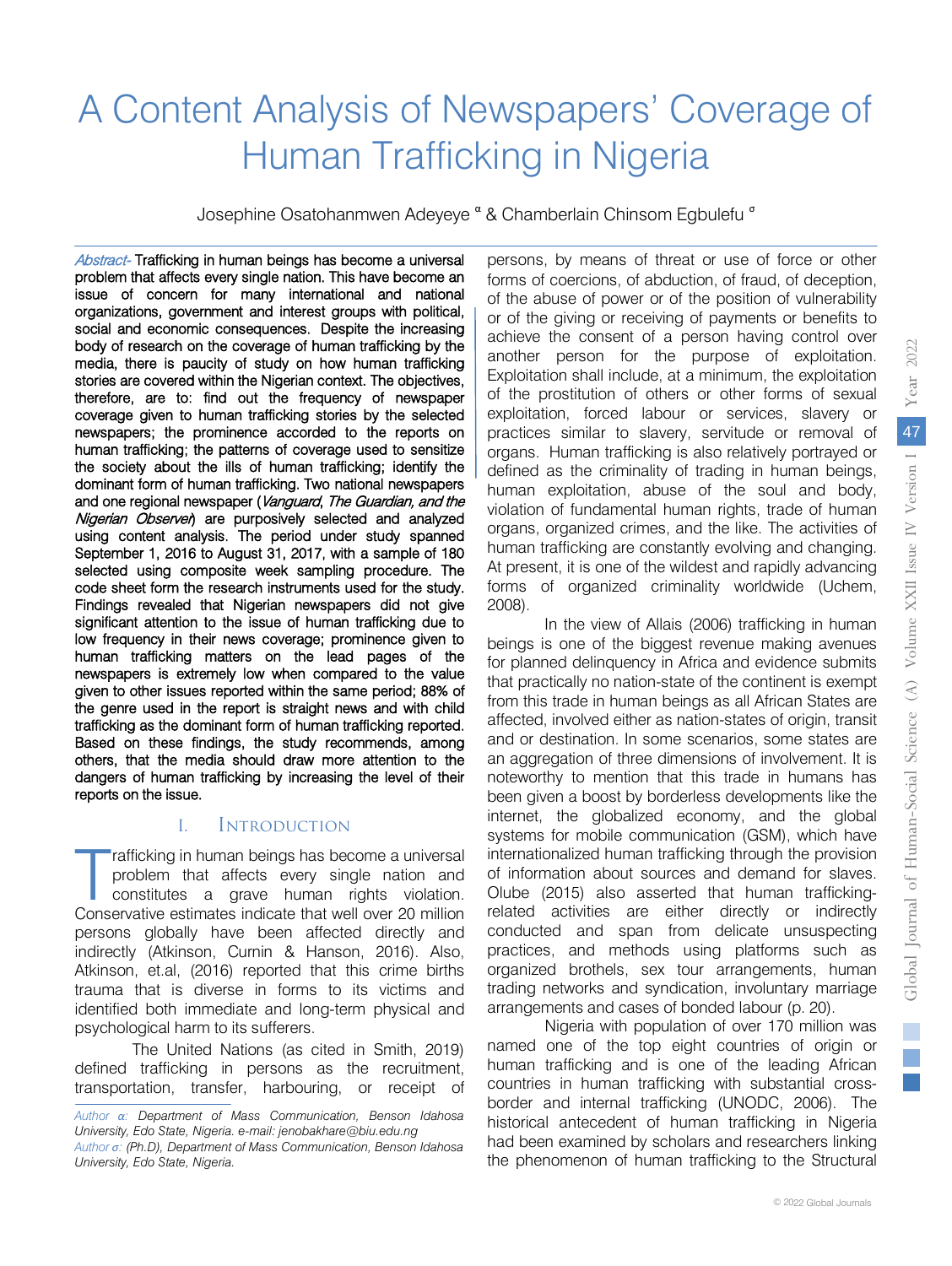# A Content Analysis of Newspapers' Coverage of Human Trafficking in Nigeria

Josephine Osatohanmwen Adeyeye [α] & Chamberlain Chinsom Egbulefu [σ]

*Abstract-* Trafficking in human beings has become a universal problem that affects every single nation. This have become an issue of concern for many international and national organizations, government and interest groups with political, social and economic consequences. Despite the increasing body of research on the coverage of human trafficking by the media, there is paucity of study on how human trafficking stories are covered within the Nigerian context. The objectives, therefore, are to: find out the frequency of newspaper coverage given to human trafficking stories by the selected newspapers; the prominence accorded to the reports on human trafficking; the patterns of coverage used to sensitize the society about the ills of human trafficking; identify the dominant form of human trafficking. Two national newspapers and one regional newspaper (*Vanguard*, *The Guardian, and the Nigerian Observer*) are purposively selected and analyzed using content analysis. The period under study spanned September 1, 2016 to August 31, 2017, with a sample of 180 selected using composite week sampling procedure. The code sheet form the research instruments used for the study. Findings revealed that Nigerian newspapers did not give significant attention to the issue of human trafficking due to low frequency in their news coverage; prominence given to human trafficking matters on the lead pages of the newspapers is extremely low when compared to the value given to other issues reported within the same period; 88% of the genre used in the report is straight news and with child trafficking as the dominant form of human trafficking reported. Based on these findings, the study recommends, among others, that the media should draw more attention to the dangers of human trafficking by increasing the level of their reports on the issue.

## I. Introduction

Trafficking in human beings has become a universal problem that affects every single nation and constitutes a grave human rights violation. Conservative estimates indicate that well over 20 million persons globally have been affected directly and indirectly (Atkinson, Curnin & Hanson, 2016). Also, Atkinson, et.al, (2016) reported that this crime births trauma that is diverse in forms to its victims and identified both immediate and long-term physical and psychological harm to its sufferers.

The United Nations (as cited in Smith, 2019) defined trafficking in persons as the recruitment, transportation, transfer, harbouring, or receipt of persons, by means of threat or use of force or other forms of coercions, of abduction, of fraud, of deception, of the abuse of power or of the position of vulnerability or of the giving or receiving of payments or benefits to achieve the consent of a person having control over another person for the purpose of exploitation. Exploitation shall include, at a minimum, the exploitation of the prostitution of others or other forms of sexual exploitation, forced labour or services, slavery or practices similar to slavery, servitude or removal of organs. Human trafficking is also relatively portrayed or defined as the criminality of trading in human beings, human exploitation, abuse of the soul and body, violation of fundamental human rights, trade of human organs, organized crimes, and the like. The activities of human trafficking are constantly evolving and changing. At present, it is one of the wildest and rapidly advancing forms of organized criminality worldwide (Uchem, 2008).

In the view of Allais (2006) trafficking in human beings is one of the biggest revenue making avenues for planned delinquency in Africa and evidence submits that practically no nation-state of the continent is exempt from this trade in human beings as all African States are affected, involved either as nation-states of origin, transit and or destination. In some scenarios, some states are an aggregation of three dimensions of involvement. It is noteworthy to mention that this trade in humans has been given a boost by borderless developments like the internet, the globalized economy, and the global systems for mobile communication (GSM), which have internationalized human trafficking through the provision of information about sources and demand for slaves. Olube (2015) also asserted that human trafficking-related activities are either directly or indirectly conducted and span from delicate unsuspecting practices, and methods using platforms such as organized brothels, sex tour arrangements, human trading networks and syndication, involuntary marriage arrangements and cases of bonded labour (p. 20).

Nigeria with population of over 170 million was named one of the top eight countries of origin or human trafficking and is one of the leading African countries in human trafficking with substantial cross-border and internal trafficking (UNODC, 2006). The historical antecedent of human trafficking in Nigeria had been examined by scholars and researchers linking the phenomenon of human trafficking to the Structural

*Author α: Department of Mass Communication, Benson Idahosa University, Edo State, Nigeria. e-mail: jenobakhare@biu.edu.ng*

*Author σ: (Ph.D), Department of Mass Communication, Benson Idahosa University, Edo State, Nigeria.*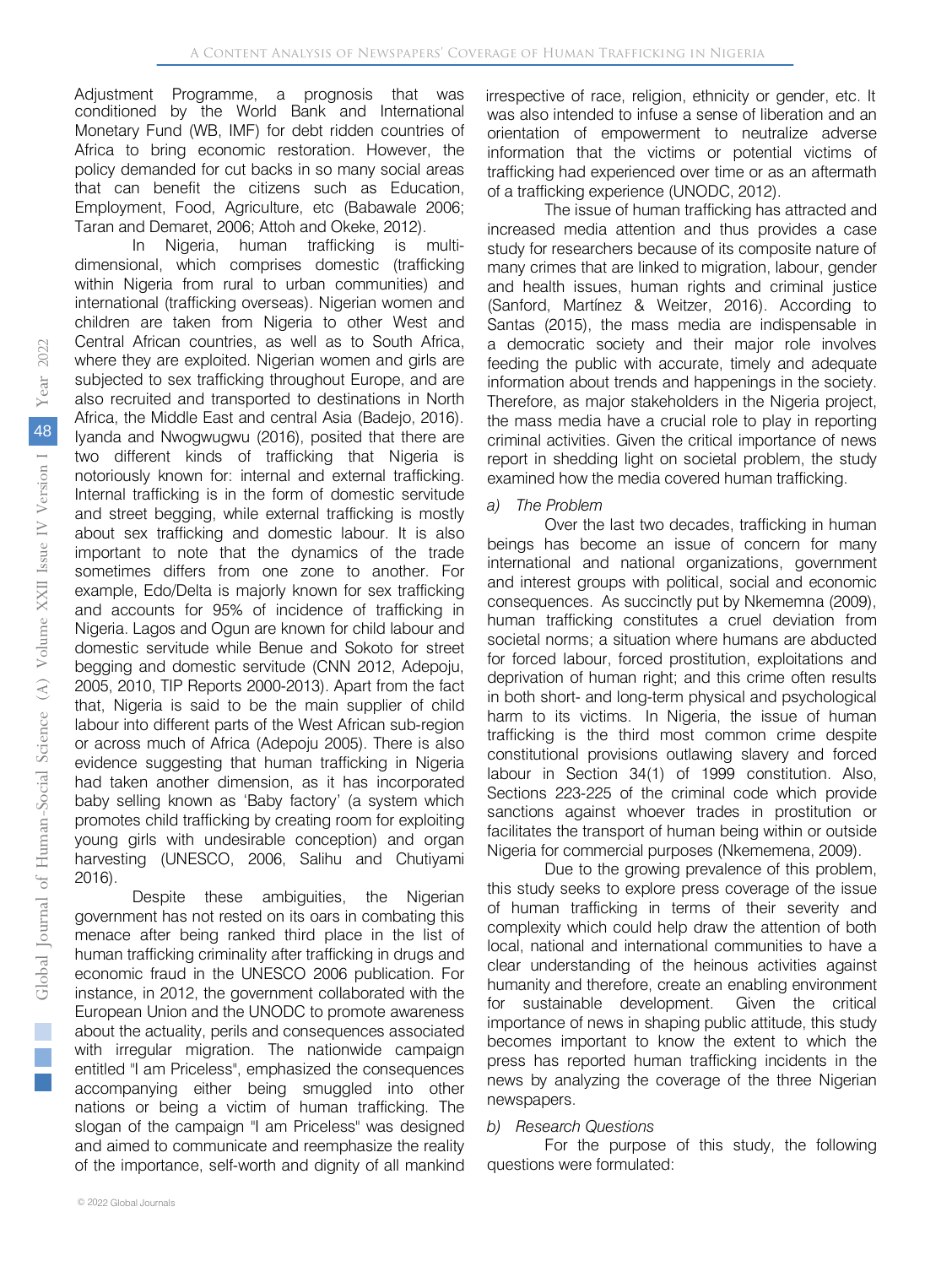Adjustment Programme, a prognosis that was conditioned by the World Bank and International Monetary Fund (WB, IMF) for debt ridden countries of Africa to bring economic restoration. However, the policy demanded for cut backs in so many social areas that can benefit the citizens such as Education, Employment, Food, Agriculture, etc (Babawale 2006; Taran and Demaret, 2006; Attoh and Okeke, 2012).

In Nigeria, human trafficking is multi-dimensional, which comprises domestic (trafficking within Nigeria from rural to urban communities) and international (trafficking overseas). Nigerian women and children are taken from Nigeria to other West and Central African countries, as well as to South Africa, where they are exploited. Nigerian women and girls are subjected to sex trafficking throughout Europe, and are also recruited and transported to destinations in North Africa, the Middle East and central Asia (Badejo, 2016). Iyanda and Nwogwugwu (2016), posited that there are two different kinds of trafficking that Nigeria is notoriously known for: internal and external trafficking. Internal trafficking is in the form of domestic servitude and street begging, while external trafficking is mostly about sex trafficking and domestic labour. It is also important to note that the dynamics of the trade sometimes differs from one zone to another. For example, Edo/Delta is majorly known for sex trafficking and accounts for 95% of incidence of trafficking in Nigeria. Lagos and Ogun are known for child labour and domestic servitude while Benue and Sokoto for street begging and domestic servitude (CNN 2012, Adepoju, 2005, 2010, TIP Reports 2000-2013). Apart from the fact that, Nigeria is said to be the main supplier of child labour into different parts of the West African sub-region or across much of Africa (Adepoju 2005). There is also evidence suggesting that human trafficking in Nigeria had taken another dimension, as it has incorporated baby selling known as 'Baby factory' (a system which promotes child trafficking by creating room for exploiting young girls with undesirable conception) and organ harvesting (UNESCO, 2006, Salihu and Chutiyami 2016).

Despite these ambiguities, the Nigerian government has not rested on its oars in combating this menace after being ranked third place in the list of human trafficking criminality after trafficking in drugs and economic fraud in the UNESCO 2006 publication. For instance, in 2012, the government collaborated with the European Union and the UNODC to promote awareness about the actuality, perils and consequences associated with irregular migration. The nationwide campaign entitled "I am Priceless", emphasized the consequences accompanying either being smuggled into other nations or being a victim of human trafficking. The slogan of the campaign "I am Priceless" was designed and aimed to communicate and reemphasize the reality of the importance, self-worth and dignity of all mankind irrespective of race, religion, ethnicity or gender, etc. It was also intended to infuse a sense of liberation and an orientation of empowerment to neutralize adverse information that the victims or potential victims of trafficking had experienced over time or as an aftermath of a trafficking experience (UNODC, 2012).

The issue of human trafficking has attracted and increased media attention and thus provides a case study for researchers because of its composite nature of many crimes that are linked to migration, labour, gender and health issues, human rights and criminal justice (Sanford, Martínez & Weitzer, 2016). According to Santas (2015), the mass media are indispensable in a democratic society and their major role involves feeding the public with accurate, timely and adequate information about trends and happenings in the society. Therefore, as major stakeholders in the Nigeria project, the mass media have a crucial role to play in reporting criminal activities. Given the critical importance of news report in shedding light on societal problem, the study examined how the media covered human trafficking.

*a) The Problem*

Over the last two decades, trafficking in human beings has become an issue of concern for many international and national organizations, government and interest groups with political, social and economic consequences. As succinctly put by Nkememna (2009), human trafficking constitutes a cruel deviation from societal norms; a situation where humans are abducted for forced labour, forced prostitution, exploitations and deprivation of human right; and this crime often results in both short- and long-term physical and psychological harm to its victims. In Nigeria, the issue of human trafficking is the third most common crime despite constitutional provisions outlawing slavery and forced labour in Section 34(1) of 1999 constitution. Also, Sections 223-225 of the criminal code which provide sanctions against whoever trades in prostitution or facilitates the transport of human being within or outside Nigeria for commercial purposes (Nkememena, 2009).

Due to the growing prevalence of this problem, this study seeks to explore press coverage of the issue of human trafficking in terms of their severity and complexity which could help draw the attention of both local, national and international communities to have a clear understanding of the heinous activities against humanity and therefore, create an enabling environment for sustainable development. Given the critical importance of news in shaping public attitude, this study becomes important to know the extent to which the press has reported human trafficking incidents in the news by analyzing the coverage of the three Nigerian newspapers.

*b) Research Questions*

For the purpose of this study, the following questions were formulated: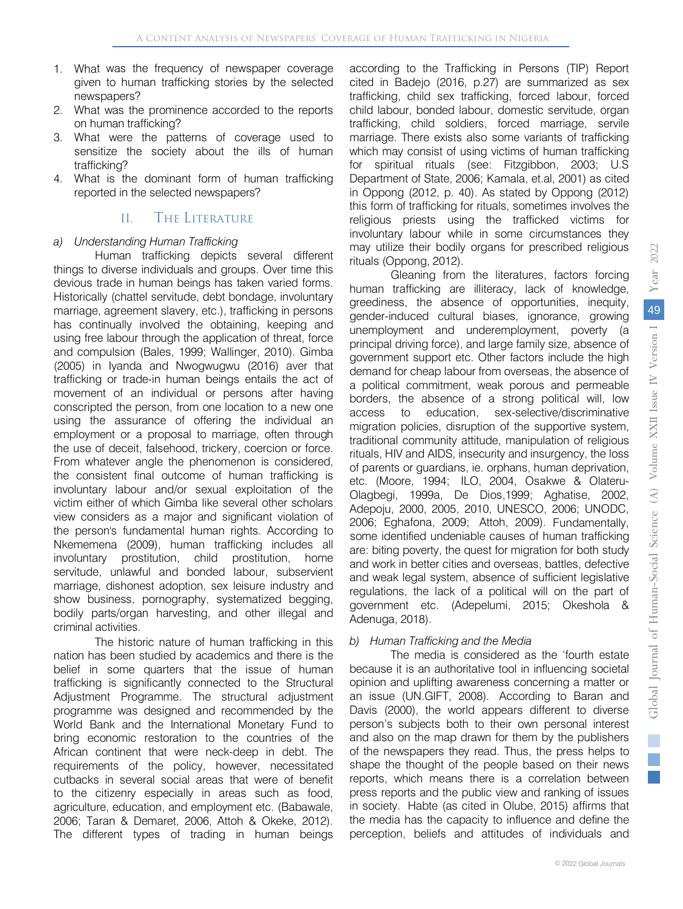1. What was the frequency of newspaper coverage given to human trafficking stories by the selected newspapers?
2. What was the prominence accorded to the reports on human trafficking?
3. What were the patterns of coverage used to sensitize the society about the ills of human trafficking?
4. What is the dominant form of human trafficking reported in the selected newspapers?

## II. The Literature

### a) Understanding Human Trafficking

Human trafficking depicts several different things to diverse individuals and groups. Over time this devious trade in human beings has taken varied forms. Historically (chattel servitude, debt bondage, involuntary marriage, agreement slavery, etc.), trafficking in persons has continually involved the obtaining, keeping and using free labour through the application of threat, force and compulsion (Bales, 1999; Wallinger, 2010). Gimba (2005) in Iyanda and Nwogwugwu (2016) aver that trafficking or trade-in human beings entails the act of movement of an individual or persons after having conscripted the person, from one location to a new one using the assurance of offering the individual an employment or a proposal to marriage, often through the use of deceit, falsehood, trickery, coercion or force. From whatever angle the phenomenon is considered, the consistent final outcome of human trafficking is involuntary labour and/or sexual exploitation of the victim either of which Gimba like several other scholars view considers as a major and significant violation of the person's fundamental human rights. According to Nkememena (2009), human trafficking includes all involuntary prostitution, child prostitution, home servitude, unlawful and bonded labour, subservient marriage, dishonest adoption, sex leisure industry and show business, pornography, systematized begging, bodily parts/organ harvesting, and other illegal and criminal activities.

The historic nature of human trafficking in this nation has been studied by academics and there is the belief in some quarters that the issue of human trafficking is significantly connected to the Structural Adjustment Programme. The structural adjustment programme was designed and recommended by the World Bank and the International Monetary Fund to bring economic restoration to the countries of the African continent that were neck-deep in debt. The requirements of the policy, however, necessitated cutbacks in several social areas that were of benefit to the citizenry especially in areas such as food, agriculture, education, and employment etc. (Babawale, 2006; Taran & Demaret, 2006, Attoh & Okeke, 2012). The different types of trading in human beings according to the Trafficking in Persons (TIP) Report cited in Badejo (2016, p.27) are summarized as sex trafficking, child sex trafficking, forced labour, forced child labour, bonded labour, domestic servitude, organ trafficking, child soldiers, forced marriage, servile marriage. There exists also some variants of trafficking which may consist of using victims of human trafficking for spiritual rituals (see: Fitzgibbon, 2003; U.S Department of State, 2006; Kamala, et.al, 2001) as cited in Oppong (2012, p. 40). As stated by Oppong (2012) this form of trafficking for rituals, sometimes involves the religious priests using the trafficked victims for involuntary labour while in some circumstances they may utilize their bodily organs for prescribed religious rituals (Oppong, 2012).

Gleaning from the literatures, factors forcing human trafficking are illiteracy, lack of knowledge, greediness, the absence of opportunities, inequity, gender-induced cultural biases, ignorance, growing unemployment and underemployment, poverty (a principal driving force), and large family size, absence of government support etc. Other factors include the high demand for cheap labour from overseas, the absence of a political commitment, weak porous and permeable borders, the absence of a strong political will, low access to education, sex-selective/discriminative migration policies, disruption of the supportive system, traditional community attitude, manipulation of religious rituals, HIV and AIDS, insecurity and insurgency, the loss of parents or guardians, ie. orphans, human deprivation, etc. (Moore, 1994; ILO, 2004, Osakwe & Olateru-Olagbegi, 1999a, De Dios,1999; Aghatise, 2002, Adepoju, 2000, 2005, 2010, UNESCO, 2006; UNODC, 2006; Eghafona, 2009; Attoh, 2009). Fundamentally, some identified undeniable causes of human trafficking are: biting poverty, the quest for migration for both study and work in better cities and overseas, battles, defective and weak legal system, absence of sufficient legislative regulations, the lack of a political will on the part of government etc. (Adepelumi, 2015; Okeshola & Adenuga, 2018).

### b) Human Trafficking and the Media

The media is considered as the 'fourth estate because it is an authoritative tool in influencing societal opinion and uplifting awareness concerning a matter or an issue (UN.GIFT, 2008). According to Baran and Davis (2000), the world appears different to diverse person's subjects both to their own personal interest and also on the map drawn for them by the publishers of the newspapers they read. Thus, the press helps to shape the thought of the people based on their news reports, which means there is a correlation between press reports and the public view and ranking of issues in society. Habte (as cited in Olube, 2015) affirms that the media has the capacity to influence and define the perception, beliefs and attitudes of individuals and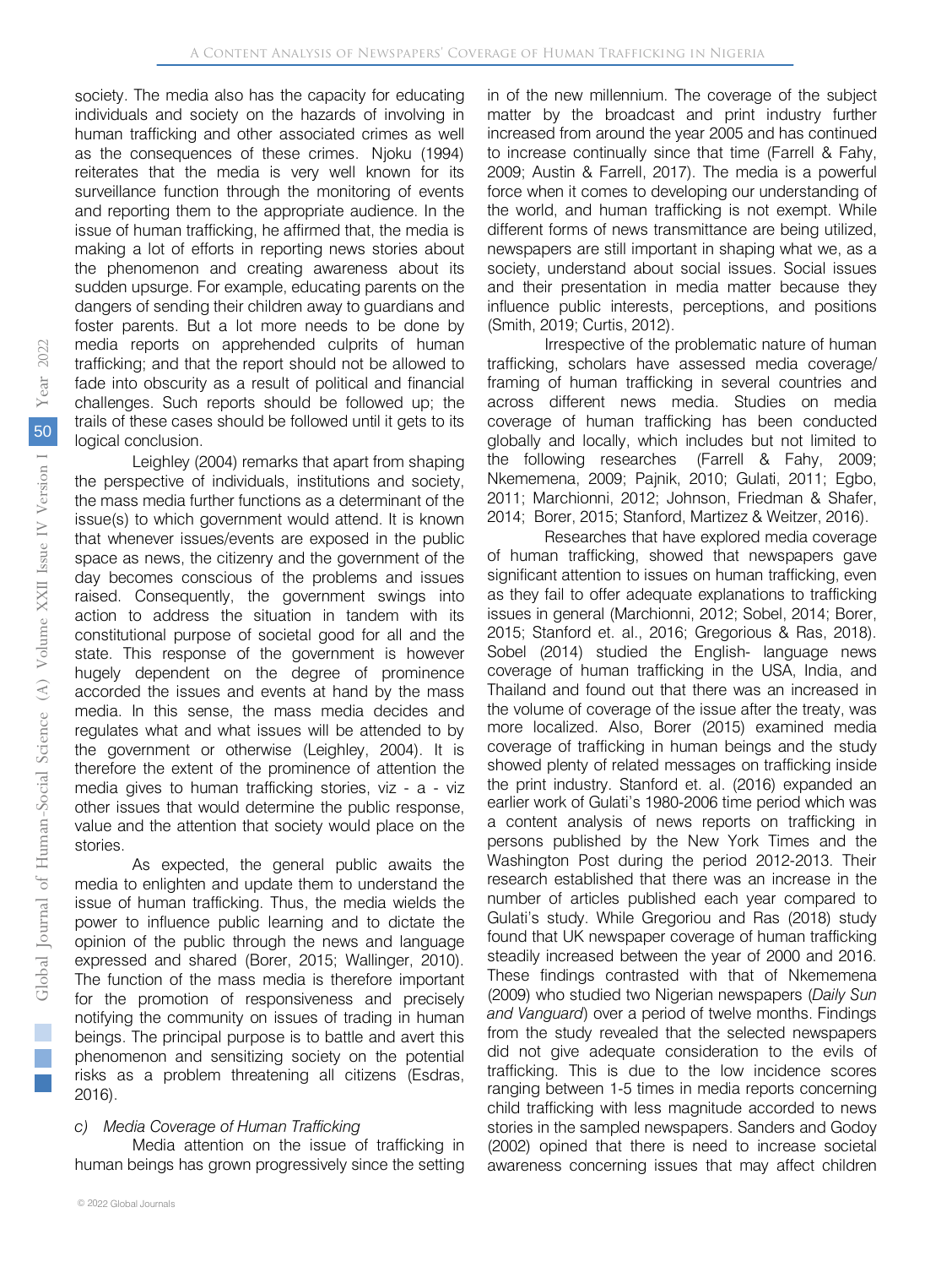society. The media also has the capacity for educating individuals and society on the hazards of involving in human trafficking and other associated crimes as well as the consequences of these crimes. Njoku (1994) reiterates that the media is very well known for its surveillance function through the monitoring of events and reporting them to the appropriate audience. In the issue of human trafficking, he affirmed that, the media is making a lot of efforts in reporting news stories about the phenomenon and creating awareness about its sudden upsurge. For example, educating parents on the dangers of sending their children away to guardians and foster parents. But a lot more needs to be done by media reports on apprehended culprits of human trafficking; and that the report should not be allowed to fade into obscurity as a result of political and financial challenges. Such reports should be followed up; the trails of these cases should be followed until it gets to its logical conclusion.

Leighley (2004) remarks that apart from shaping the perspective of individuals, institutions and society, the mass media further functions as a determinant of the issue(s) to which government would attend. It is known that whenever issues/events are exposed in the public space as news, the citizenry and the government of the day becomes conscious of the problems and issues raised. Consequently, the government swings into action to address the situation in tandem with its constitutional purpose of societal good for all and the state. This response of the government is however hugely dependent on the degree of prominence accorded the issues and events at hand by the mass media. In this sense, the mass media decides and regulates what and what issues will be attended to by the government or otherwise (Leighley, 2004). It is therefore the extent of the prominence of attention the media gives to human trafficking stories, viz - a - viz other issues that would determine the public response, value and the attention that society would place on the stories.

As expected, the general public awaits the media to enlighten and update them to understand the issue of human trafficking. Thus, the media wields the power to influence public learning and to dictate the opinion of the public through the news and language expressed and shared (Borer, 2015; Wallinger, 2010). The function of the mass media is therefore important for the promotion of responsiveness and precisely notifying the community on issues of trading in human beings. The principal purpose is to battle and avert this phenomenon and sensitizing society on the potential risks as a problem threatening all citizens (Esdras, 2016).

*c) Media Coverage of Human Trafficking*

Media attention on the issue of trafficking in human beings has grown progressively since the setting in of the new millennium. The coverage of the subject matter by the broadcast and print industry further increased from around the year 2005 and has continued to increase continually since that time (Farrell & Fahy, 2009; Austin & Farrell, 2017). The media is a powerful force when it comes to developing our understanding of the world, and human trafficking is not exempt. While different forms of news transmittance are being utilized, newspapers are still important in shaping what we, as a society, understand about social issues. Social issues and their presentation in media matter because they influence public interests, perceptions, and positions (Smith, 2019; Curtis, 2012).

Irrespective of the problematic nature of human trafficking, scholars have assessed media coverage/ framing of human trafficking in several countries and across different news media. Studies on media coverage of human trafficking has been conducted globally and locally, which includes but not limited to the following researches (Farrell & Fahy, 2009; Nkememena, 2009; Pajnik, 2010; Gulati, 2011; Egbo, 2011; Marchionni, 2012; Johnson, Friedman & Shafer, 2014; Borer, 2015; Stanford, Martizez & Weitzer, 2016).

Researches that have explored media coverage of human trafficking, showed that newspapers gave significant attention to issues on human trafficking, even as they fail to offer adequate explanations to trafficking issues in general (Marchionni, 2012; Sobel, 2014; Borer, 2015; Stanford et. al., 2016; Gregorious & Ras, 2018). Sobel (2014) studied the English- language news coverage of human trafficking in the USA, India, and Thailand and found out that there was an increased in the volume of coverage of the issue after the treaty, was more localized. Also, Borer (2015) examined media coverage of trafficking in human beings and the study showed plenty of related messages on trafficking inside the print industry. Stanford et. al. (2016) expanded an earlier work of Gulati's 1980-2006 time period which was a content analysis of news reports on trafficking in persons published by the New York Times and the Washington Post during the period 2012-2013. Their research established that there was an increase in the number of articles published each year compared to Gulati's study. While Gregoriou and Ras (2018) study found that UK newspaper coverage of human trafficking steadily increased between the year of 2000 and 2016. These findings contrasted with that of Nkememena (2009) who studied two Nigerian newspapers (*Daily Sun and Vanguard*) over a period of twelve months. Findings from the study revealed that the selected newspapers did not give adequate consideration to the evils of trafficking. This is due to the low incidence scores ranging between 1-5 times in media reports concerning child trafficking with less magnitude accorded to news stories in the sampled newspapers. Sanders and Godoy (2002) opined that there is need to increase societal awareness concerning issues that may affect children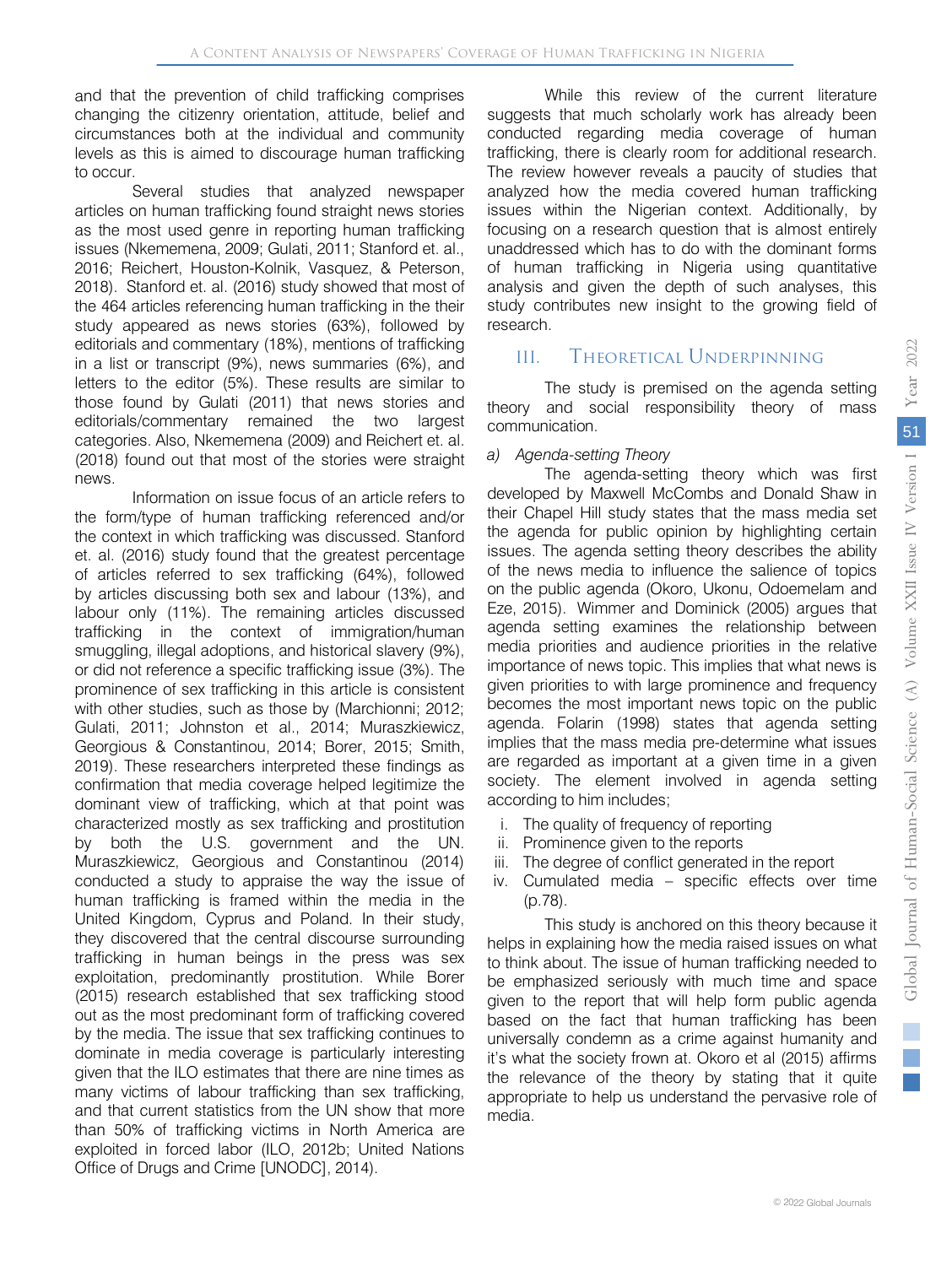and that the prevention of child trafficking comprises changing the citizenry orientation, attitude, belief and circumstances both at the individual and community levels as this is aimed to discourage human trafficking to occur.

Several studies that analyzed newspaper articles on human trafficking found straight news stories as the most used genre in reporting human trafficking issues (Nkememena, 2009; Gulati, 2011; Stanford et. al., 2016; Reichert, Houston-Kolnik, Vasquez, & Peterson, 2018). Stanford et. al. (2016) study showed that most of the 464 articles referencing human trafficking in the their study appeared as news stories (63%), followed by editorials and commentary (18%), mentions of trafficking in a list or transcript (9%), news summaries (6%), and letters to the editor (5%). These results are similar to those found by Gulati (2011) that news stories and editorials/commentary remained the two largest categories. Also, Nkememena (2009) and Reichert et. al. (2018) found out that most of the stories were straight news.

Information on issue focus of an article refers to the form/type of human trafficking referenced and/or the context in which trafficking was discussed. Stanford et. al. (2016) study found that the greatest percentage of articles referred to sex trafficking (64%), followed by articles discussing both sex and labour (13%), and labour only (11%). The remaining articles discussed trafficking in the context of immigration/human smuggling, illegal adoptions, and historical slavery (9%), or did not reference a specific trafficking issue (3%). The prominence of sex trafficking in this article is consistent with other studies, such as those by (Marchionni; 2012; Gulati, 2011; Johnston et al., 2014; Muraszkiewicz, Georgious & Constantinou, 2014; Borer, 2015; Smith, 2019). These researchers interpreted these findings as confirmation that media coverage helped legitimize the dominant view of trafficking, which at that point was characterized mostly as sex trafficking and prostitution by both the U.S. government and the UN. Muraszkiewicz, Georgious and Constantinou (2014) conducted a study to appraise the way the issue of human trafficking is framed within the media in the United Kingdom, Cyprus and Poland. In their study, they discovered that the central discourse surrounding trafficking in human beings in the press was sex exploitation, predominantly prostitution. While Borer (2015) research established that sex trafficking stood out as the most predominant form of trafficking covered by the media. The issue that sex trafficking continues to dominate in media coverage is particularly interesting given that the ILO estimates that there are nine times as many victims of labour trafficking than sex trafficking, and that current statistics from the UN show that more than 50% of trafficking victims in North America are exploited in forced labor (ILO, 2012b; United Nations Office of Drugs and Crime [UNODC], 2014).

While this review of the current literature suggests that much scholarly work has already been conducted regarding media coverage of human trafficking, there is clearly room for additional research. The review however reveals a paucity of studies that analyzed how the media covered human trafficking issues within the Nigerian context. Additionally, by focusing on a research question that is almost entirely unaddressed which has to do with the dominant forms of human trafficking in Nigeria using quantitative analysis and given the depth of such analyses, this study contributes new insight to the growing field of research.

## III. Theoretical Underpinning

The study is premised on the agenda setting theory and social responsibility theory of mass communication.

*a) Agenda-setting Theory*

The agenda-setting theory which was first developed by Maxwell McCombs and Donald Shaw in their Chapel Hill study states that the mass media set the agenda for public opinion by highlighting certain issues. The agenda setting theory describes the ability of the news media to influence the salience of topics on the public agenda (Okoro, Ukonu, Odoemelam and Eze, 2015). Wimmer and Dominick (2005) argues that agenda setting examines the relationship between media priorities and audience priorities in the relative importance of news topic. This implies that what news is given priorities to with large prominence and frequency becomes the most important news topic on the public agenda. Folarin (1998) states that agenda setting implies that the mass media pre-determine what issues are regarded as important at a given time in a given society. The element involved in agenda setting according to him includes;

i. The quality of frequency of reporting
ii. Prominence given to the reports
iii. The degree of conflict generated in the report
iv. Cumulated media – specific effects over time (p.78).

This study is anchored on this theory because it helps in explaining how the media raised issues on what to think about. The issue of human trafficking needed to be emphasized seriously with much time and space given to the report that will help form public agenda based on the fact that human trafficking has been universally condemn as a crime against humanity and it's what the society frown at. Okoro et al (2015) affirms the relevance of the theory by stating that it quite appropriate to help us understand the pervasive role of media.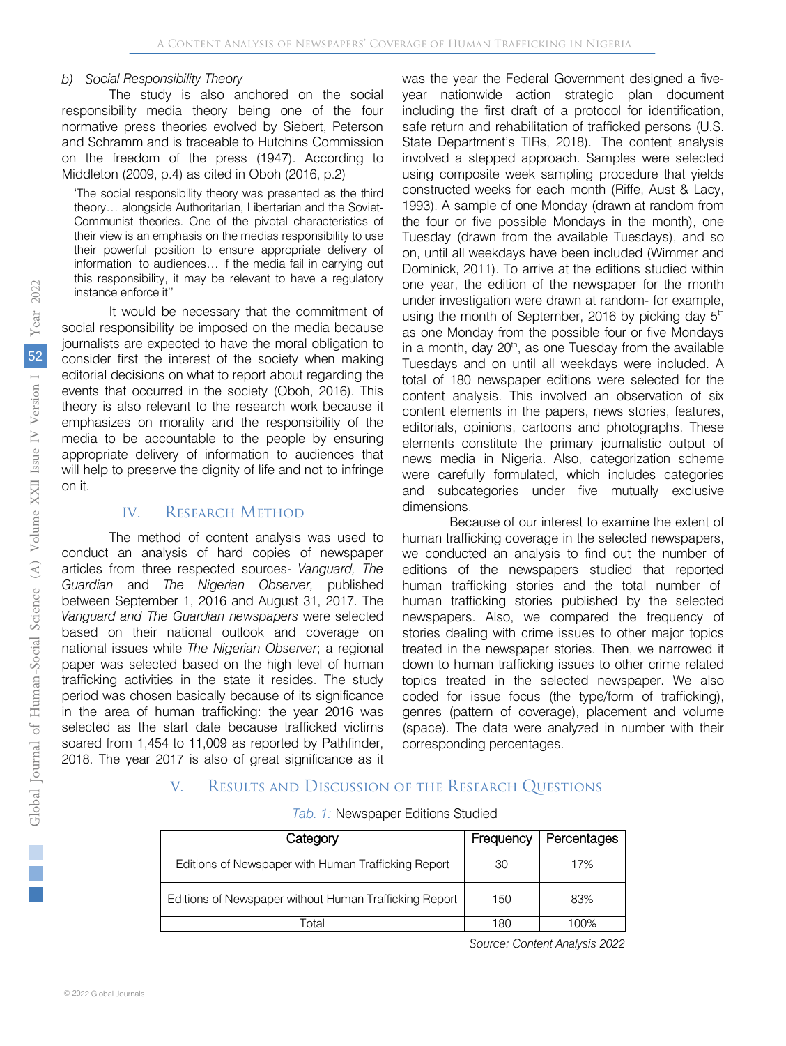### b) Social Responsibility Theory

The study is also anchored on the social responsibility media theory being one of the four normative press theories evolved by Siebert, Peterson and Schramm and is traceable to Hutchins Commission on the freedom of the press (1947). According to Middleton (2009, p.4) as cited in Oboh (2016, p.2)

> 'The social responsibility theory was presented as the third theory… alongside Authoritarian, Libertarian and the Soviet-Communist theories. One of the pivotal characteristics of their view is an emphasis on the medias responsibility to use their powerful position to ensure appropriate delivery of information to audiences… if the media fail in carrying out this responsibility, it may be relevant to have a regulatory instance enforce it''

It would be necessary that the commitment of social responsibility be imposed on the media because journalists are expected to have the moral obligation to consider first the interest of the society when making editorial decisions on what to report about regarding the events that occurred in the society (Oboh, 2016). This theory is also relevant to the research work because it emphasizes on morality and the responsibility of the media to be accountable to the people by ensuring appropriate delivery of information to audiences that will help to preserve the dignity of life and not to infringe on it.

## IV. Research Method

The method of content analysis was used to conduct an analysis of hard copies of newspaper articles from three respected sources- *Vanguard, The Guardian* and *The Nigerian Observer,* published between September 1, 2016 and August 31, 2017. The *Vanguard and The Guardian newspapers* were selected based on their national outlook and coverage on national issues while *The Nigerian Observer*; a regional paper was selected based on the high level of human trafficking activities in the state it resides. The study period was chosen basically because of its significance in the area of human trafficking: the year 2016 was selected as the start date because trafficked victims soared from 1,454 to 11,009 as reported by Pathfinder, 2018. The year 2017 is also of great significance as it was the year the Federal Government designed a five-year nationwide action strategic plan document including the first draft of a protocol for identification, safe return and rehabilitation of trafficked persons (U.S. State Department's TIRs, 2018). The content analysis involved a stepped approach. Samples were selected using composite week sampling procedure that yields constructed weeks for each month (Riffe, Aust & Lacy, 1993). A sample of one Monday (drawn at random from the four or five possible Mondays in the month), one Tuesday (drawn from the available Tuesdays), and so on, until all weekdays have been included (Wimmer and Dominick, 2011). To arrive at the editions studied within one year, the edition of the newspaper for the month under investigation were drawn at random- for example, using the month of September, 2016 by picking day 5th as one Monday from the possible four or five Mondays in a month, day 20th, as one Tuesday from the available Tuesdays and on until all weekdays were included. A total of 180 newspaper editions were selected for the content analysis. This involved an observation of six content elements in the papers, news stories, features, editorials, opinions, cartoons and photographs. These elements constitute the primary journalistic output of news media in Nigeria. Also, categorization scheme were carefully formulated, which includes categories and subcategories under five mutually exclusive dimensions.

Because of our interest to examine the extent of human trafficking coverage in the selected newspapers, we conducted an analysis to find out the number of editions of the newspapers studied that reported human trafficking stories and the total number of human trafficking stories published by the selected newspapers. Also, we compared the frequency of stories dealing with crime issues to other major topics treated in the newspaper stories. Then, we narrowed it down to human trafficking issues to other crime related topics treated in the selected newspaper. We also coded for issue focus (the type/form of trafficking), genres (pattern of coverage), placement and volume (space). The data were analyzed in number with their corresponding percentages.

## V. Results and Discussion of the Research Questions

*Tab. 1:* Newspaper Editions Studied

| Category | Frequency | Percentages |
|---|---|---|
| Editions of Newspaper with Human Trafficking Report | 30 | 17% |
| Editions of Newspaper without Human Trafficking Report | 150 | 83% |
| Total | 180 | 100% |

*Source: Content Analysis 2022*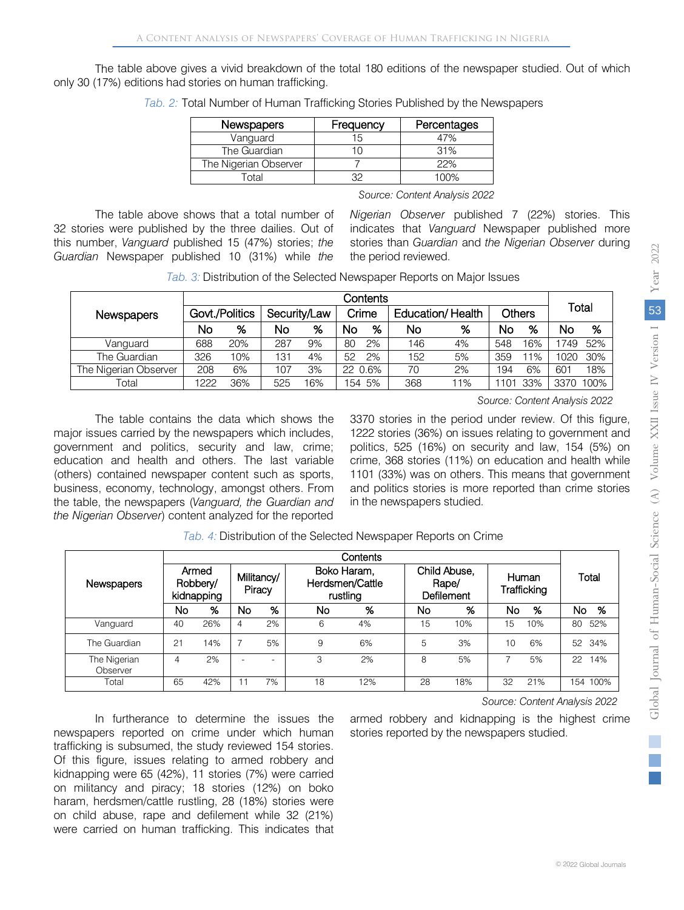The table above gives a vivid breakdown of the total 180 editions of the newspaper studied. Out of which only 30 (17%) editions had stories on human trafficking.

*Tab. 2:* Total Number of Human Trafficking Stories Published by the Newspapers

| Newspapers | Frequency | Percentages |
|---|---|---|
| Vanguard | 15 | 47% |
| The Guardian | 10 | 31% |
| The Nigerian Observer | 7 | 22% |
| Total | 32 | 100% |

*Source: Content Analysis 2022*

The table above shows that a total number of 32 stories were published by the three dailies. Out of this number, *Vanguard* published 15 (47%) stories; *the Guardian* Newspaper published 10 (31%) while *the Nigerian Observer* published 7 (22%) stories. This indicates that *Vanguard* Newspaper published more stories than *Guardian* and *the Nigerian Observer* during the period reviewed.

*Tab. 3:* Distribution of the Selected Newspaper Reports on Major Issues

| Newspapers | Contents | | | | | | | | | | Total | |
|---|---|---|---|---|---|---|---|---|---|---|---|---|
| | Govt./Politics | | Security/Law | | Crime | | Education/ Health | | Others | | | |
| | No | % | No | % | No | % | No | % | No | % | No | % |
| Vanguard | 688 | 20% | 287 | 9% | 80 | 2% | 146 | 4% | 548 | 16% | 1749 | 52% |
| The Guardian | 326 | 10% | 131 | 4% | 52 | 2% | 152 | 5% | 359 | 11% | 1020 | 30% |
| The Nigerian Observer | 208 | 6% | 107 | 3% | 22 | 0.6% | 70 | 2% | 194 | 6% | 601 | 18% |
| Total | 1222 | 36% | 525 | 16% | 154 | 5% | 368 | 11% | 1101 | 33% | 3370 | 100% |

*Source: Content Analysis 2022*

The table contains the data which shows the major issues carried by the newspapers which includes, government and politics, security and law, crime; education and health and others. The last variable (others) contained newspaper content such as sports, business, economy, technology, amongst others. From the table, the newspapers (*Vanguard, the Guardian and the Nigerian Observer*) content analyzed for the reported 3370 stories in the period under review. Of this figure, 1222 stories (36%) on issues relating to government and politics, 525 (16%) on security and law, 154 (5%) on crime, 368 stories (11%) on education and health while 1101 (33%) was on others. This means that government and politics stories is more reported than crime stories in the newspapers studied.

*Tab. 4:* Distribution of the Selected Newspaper Reports on Crime

| Newspapers | Contents | | | | | | | | | | Total | |
|---|---|---|---|---|---|---|---|---|---|---|---|---|
| | Armed Robbery/ kidnapping | | Militancy/ Piracy | | Boko Haram, Herdsmen/Cattle rustling | | Child Abuse, Rape/ Defilement | | Human Trafficking | | | |
| | No | % | No | % | No | % | No | % | No | % | No | % |
| Vanguard | 40 | 26% | 4 | 2% | 6 | 4% | 15 | 10% | 15 | 10% | 80 | 52% |
| The Guardian | 21 | 14% | 7 | 5% | 9 | 6% | 5 | 3% | 10 | 6% | 52 | 34% |
| The Nigerian Observer | 4 | 2% | - | - | 3 | 2% | 8 | 5% | 7 | 5% | 22 | 14% |
| Total | 65 | 42% | 11 | 7% | 18 | 12% | 28 | 18% | 32 | 21% | 154 | 100% |

*Source: Content Analysis 2022*

In furtherance to determine the issues the newspapers reported on crime under which human trafficking is subsumed, the study reviewed 154 stories. Of this figure, issues relating to armed robbery and kidnapping were 65 (42%), 11 stories (7%) were carried on militancy and piracy; 18 stories (12%) on boko haram, herdsmen/cattle rustling, 28 (18%) stories were on child abuse, rape and defilement while 32 (21%) were carried on human trafficking. This indicates that armed robbery and kidnapping is the highest crime stories reported by the newspapers studied.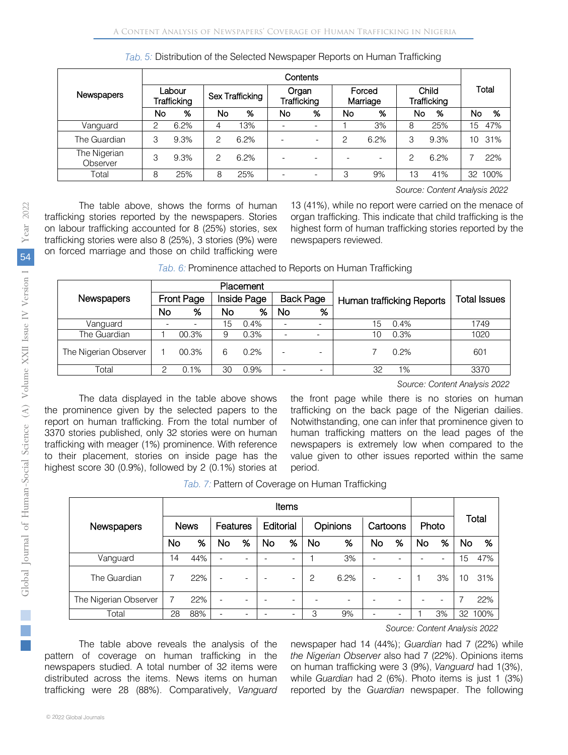*Tab. 5:* Distribution of the Selected Newspaper Reports on Human Trafficking

| Newspapers | Contents | | | | | | | | | | Total | |
|---|---|---|---|---|---|---|---|---|---|---|---|---|
| | Labour Trafficking | | Sex Trafficking | | Organ Trafficking | | Forced Marriage | | Child Trafficking | | | |
| | No | % | No | % | No | % | No | % | No | % | No | % |
| Vanguard | 2 | 6.2% | 4 | 13% | - | - | 1 | 3% | 8 | 25% | 15 | 47% |
| The Guardian | 3 | 9.3% | 2 | 6.2% | - | - | 2 | 6.2% | 3 | 9.3% | 10 | 31% |
| The Nigerian Observer | 3 | 9.3% | 2 | 6.2% | - | - | - | - | 2 | 6.2% | 7 | 22% |
| Total | 8 | 25% | 8 | 25% | - | - | 3 | 9% | 13 | 41% | 32 | 100% |

*Source: Content Analysis 2022*

The table above, shows the forms of human trafficking stories reported by the newspapers. Stories on labour trafficking accounted for 8 (25%) stories, sex trafficking stories were also 8 (25%), 3 stories (9%) were on forced marriage and those on child trafficking were 13 (41%), while no report were carried on the menace of organ trafficking. This indicate that child trafficking is the highest form of human trafficking stories reported by the newspapers reviewed.

*Tab. 6:* Prominence attached to Reports on Human Trafficking

| Newspapers | Placement | | | | | | Human trafficking Reports | | Total Issues |
|---|---|---|---|---|---|---|---|---|---|
| | Front Page | | Inside Page | | Back Page | | | | |
| | No | % | No | % | No | % | | | |
| Vanguard | - | - | 15 | 0.4% | - | - | 15 | 0.4% | 1749 |
| The Guardian | 1 | 00.3% | 9 | 0.3% | - | - | 10 | 0.3% | 1020 |
| The Nigerian Observer | 1 | 00.3% | 6 | 0.2% | - | - | 7 | 0.2% | 601 |
| Total | 2 | 0.1% | 30 | 0.9% | - | - | 32 | 1% | 3370 |

*Source: Content Analysis 2022*

The data displayed in the table above shows the prominence given by the selected papers to the report on human trafficking. From the total number of 3370 stories published, only 32 stories were on human trafficking with meager (1%) prominence. With reference to their placement, stories on inside page has the highest score 30 (0.9%), followed by 2 (0.1%) stories at the front page while there is no stories on human trafficking on the back page of the Nigerian dailies. Notwithstanding, one can infer that prominence given to human trafficking matters on the lead pages of the newspapers is extremely low when compared to the value given to other issues reported within the same period.

*Tab. 7:* Pattern of Coverage on Human Trafficking

| Newspapers | Items | | | | | | | | | | | | Total | |
|---|---|---|---|---|---|---|---|---|---|---|---|---|---|---|
| | News | | Features | | Editorial | | Opinions | | Cartoons | | Photo | | | |
| | No | % | No | % | No | % | No | % | No | % | No | % | No | % |
| Vanguard | 14 | 44% | - | - | - | - | 1 | 3% | - | - | - | - | 15 | 47% |
| The Guardian | 7 | 22% | - | - | - | - | 2 | 6.2% | - | - | 1 | 3% | 10 | 31% |
| The Nigerian Observer | 7 | 22% | - | - | - | - | - | - | - | - | - | - | 7 | 22% |
| Total | 28 | 88% | - | - | - | - | 3 | 9% | - | - | 1 | 3% | 32 | 100% |

*Source: Content Analysis 2022*

The table above reveals the analysis of the pattern of coverage on human trafficking in the newspapers studied. A total number of 32 items were distributed across the items. News items on human trafficking were 28 (88%). Comparatively, *Vanguard* newspaper had 14 (44%); *Guardian* had 7 (22%) while *the Nigerian Observer* also had 7 (22%). Opinions items on human trafficking were 3 (9%), *Vanguard* had 1(3%), while *Guardian* had 2 (6%). Photo items is just 1 (3%) reported by the *Guardian* newspaper. The following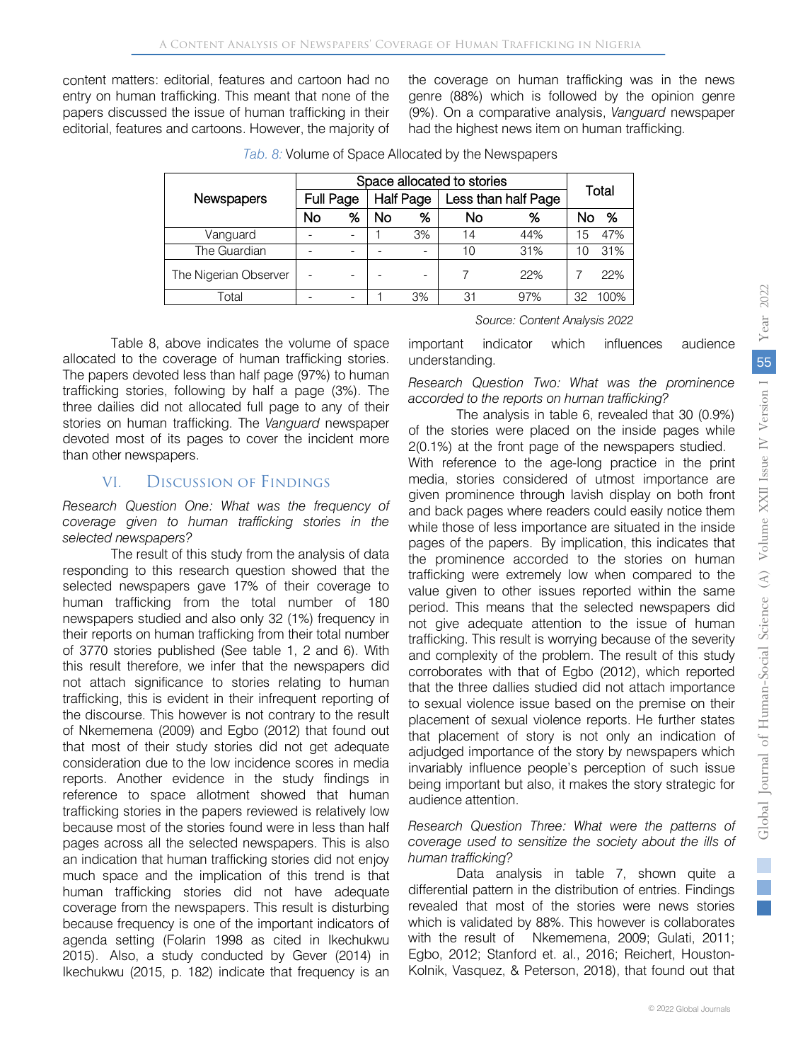content matters: editorial, features and cartoon had no entry on human trafficking. This meant that none of the papers discussed the issue of human trafficking in their editorial, features and cartoons. However, the majority of the coverage on human trafficking was in the news genre (88%) which is followed by the opinion genre (9%). On a comparative analysis, *Vanguard* newspaper had the highest news item on human trafficking.

*Tab. 8:* Volume of Space Allocated by the Newspapers

| Newspapers | Space allocated to stories | | | | | | Total | |
|---|---|---|---|---|---|---|---|---|
| | Full Page | | Half Page | | Less than half Page | | | |
| | No | % | No | % | No | % | No | % |
| Vanguard | - | - | 1 | 3% | 14 | 44% | 15 | 47% |
| The Guardian | - | - | - | - | 10 | 31% | 10 | 31% |
| The Nigerian Observer | - | - | - | - | 7 | 22% | 7 | 22% |
| Total | - | - | 1 | 3% | 31 | 97% | 32 | 100% |

*Source: Content Analysis 2022*

Table 8, above indicates the volume of space allocated to the coverage of human trafficking stories. The papers devoted less than half page (97%) to human trafficking stories, following by half a page (3%). The three dailies did not allocated full page to any of their stories on human trafficking. The *Vanguard* newspaper devoted most of its pages to cover the incident more than other newspapers.

## VI. Discussion of Findings

*Research Question One: What was the frequency of coverage given to human trafficking stories in the selected newspapers?*

The result of this study from the analysis of data responding to this research question showed that the selected newspapers gave 17% of their coverage to human trafficking from the total number of 180 newspapers studied and also only 32 (1%) frequency in their reports on human trafficking from their total number of 3770 stories published (See table 1, 2 and 6). With this result therefore, we infer that the newspapers did not attach significance to stories relating to human trafficking, this is evident in their infrequent reporting of the discourse. This however is not contrary to the result of Nkememena (2009) and Egbo (2012) that found out that most of their study stories did not get adequate consideration due to the low incidence scores in media reports. Another evidence in the study findings in reference to space allotment showed that human trafficking stories in the papers reviewed is relatively low because most of the stories found were in less than half pages across all the selected newspapers. This is also an indication that human trafficking stories did not enjoy much space and the implication of this trend is that human trafficking stories did not have adequate coverage from the newspapers. This result is disturbing because frequency is one of the important indicators of agenda setting (Folarin 1998 as cited in Ikechukwu 2015). Also, a study conducted by Gever (2014) in Ikechukwu (2015, p. 182) indicate that frequency is an important indicator which influences audience understanding.

*Research Question Two: What was the prominence accorded to the reports on human trafficking?*

The analysis in table 6, revealed that 30 (0.9%) of the stories were placed on the inside pages while 2(0.1%) at the front page of the newspapers studied. With reference to the age-long practice in the print media, stories considered of utmost importance are given prominence through lavish display on both front and back pages where readers could easily notice them while those of less importance are situated in the inside pages of the papers. By implication, this indicates that the prominence accorded to the stories on human trafficking were extremely low when compared to the value given to other issues reported within the same period. This means that the selected newspapers did not give adequate attention to the issue of human trafficking. This result is worrying because of the severity and complexity of the problem. The result of this study corroborates with that of Egbo (2012), which reported that the three dallies studied did not attach importance to sexual violence issue based on the premise on their placement of sexual violence reports. He further states that placement of story is not only an indication of adjudged importance of the story by newspapers which invariably influence people's perception of such issue being important but also, it makes the story strategic for audience attention.

*Research Question Three: What were the patterns of coverage used to sensitize the society about the ills of human trafficking?*

Data analysis in table 7, shown quite a differential pattern in the distribution of entries. Findings revealed that most of the stories were news stories which is validated by 88%. This however is collaborates with the result of Nkememena, 2009; Gulati, 2011; Egbo, 2012; Stanford et. al., 2016; Reichert, Houston-Kolnik, Vasquez, & Peterson, 2018), that found out that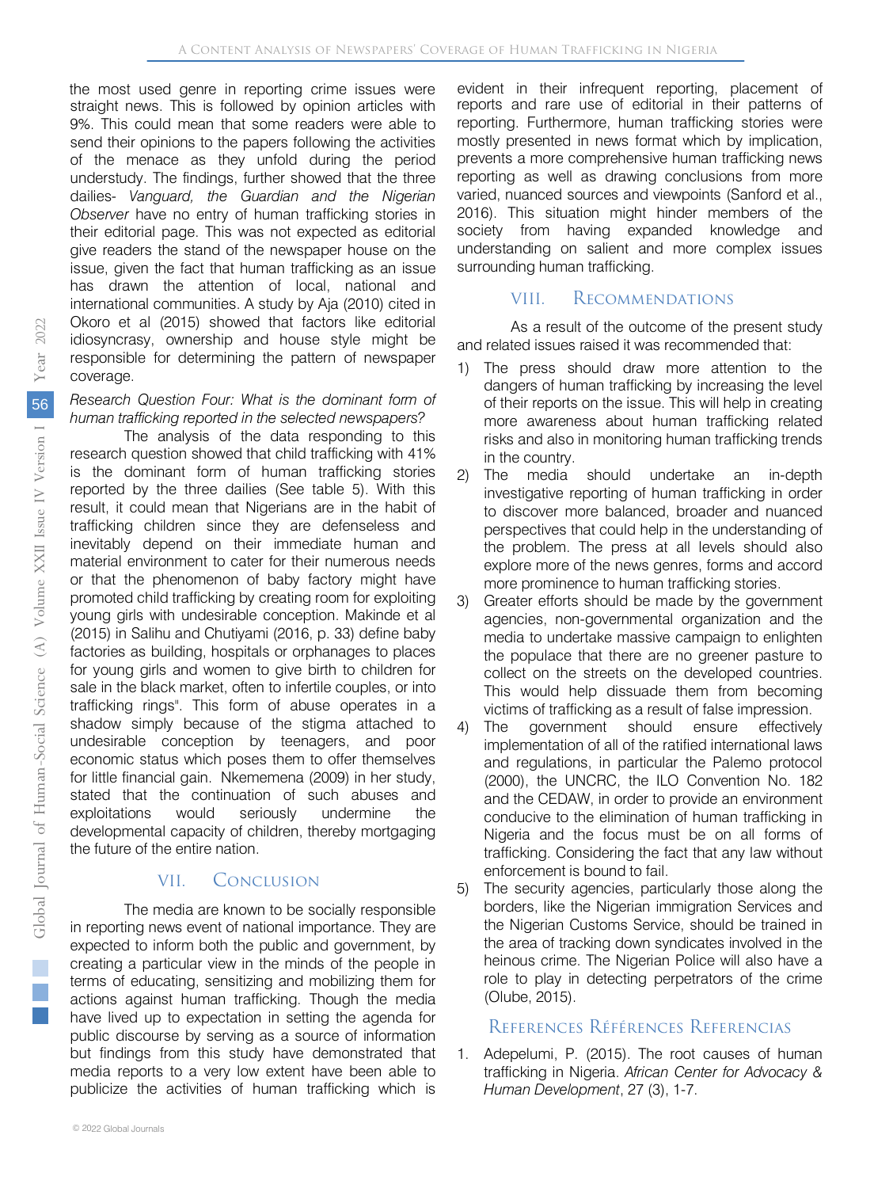the most used genre in reporting crime issues were straight news. This is followed by opinion articles with 9%. This could mean that some readers were able to send their opinions to the papers following the activities of the menace as they unfold during the period understudy. The findings, further showed that the three dailies- *Vanguard, the Guardian and the Nigerian Observer* have no entry of human trafficking stories in their editorial page. This was not expected as editorial give readers the stand of the newspaper house on the issue, given the fact that human trafficking as an issue has drawn the attention of local, national and international communities. A study by Aja (2010) cited in Okoro et al (2015) showed that factors like editorial idiosyncrasy, ownership and house style might be responsible for determining the pattern of newspaper coverage.

*Research Question Four: What is the dominant form of human trafficking reported in the selected newspapers?*

The analysis of the data responding to this research question showed that child trafficking with 41% is the dominant form of human trafficking stories reported by the three dailies (See table 5). With this result, it could mean that Nigerians are in the habit of trafficking children since they are defenseless and inevitably depend on their immediate human and material environment to cater for their numerous needs or that the phenomenon of baby factory might have promoted child trafficking by creating room for exploiting young girls with undesirable conception. Makinde et al (2015) in Salihu and Chutiyami (2016, p. 33) define baby factories as building, hospitals or orphanages to places for young girls and women to give birth to children for sale in the black market, often to infertile couples, or into trafficking rings". This form of abuse operates in a shadow simply because of the stigma attached to undesirable conception by teenagers, and poor economic status which poses them to offer themselves for little financial gain. Nkememena (2009) in her study, stated that the continuation of such abuses and exploitations would seriously undermine the developmental capacity of children, thereby mortgaging the future of the entire nation.

## VII. Conclusion

The media are known to be socially responsible in reporting news event of national importance. They are expected to inform both the public and government, by creating a particular view in the minds of the people in terms of educating, sensitizing and mobilizing them for actions against human trafficking. Though the media have lived up to expectation in setting the agenda for public discourse by serving as a source of information but findings from this study have demonstrated that media reports to a very low extent have been able to publicize the activities of human trafficking which is evident in their infrequent reporting, placement of reports and rare use of editorial in their patterns of reporting. Furthermore, human trafficking stories were mostly presented in news format which by implication, prevents a more comprehensive human trafficking news reporting as well as drawing conclusions from more varied, nuanced sources and viewpoints (Sanford et al., 2016). This situation might hinder members of the society from having expanded knowledge and understanding on salient and more complex issues surrounding human trafficking.

## VIII. Recommendations

As a result of the outcome of the present study and related issues raised it was recommended that:

1) The press should draw more attention to the dangers of human trafficking by increasing the level of their reports on the issue. This will help in creating more awareness about human trafficking related risks and also in monitoring human trafficking trends in the country.
2) The media should undertake an in-depth investigative reporting of human trafficking in order to discover more balanced, broader and nuanced perspectives that could help in the understanding of the problem. The press at all levels should also explore more of the news genres, forms and accord more prominence to human trafficking stories.
3) Greater efforts should be made by the government agencies, non-governmental organization and the media to undertake massive campaign to enlighten the populace that there are no greener pasture to collect on the streets on the developed countries. This would help dissuade them from becoming victims of trafficking as a result of false impression.
4) The government should ensure effectively implementation of all of the ratified international laws and regulations, in particular the Palemo protocol (2000), the UNCRC, the ILO Convention No. 182 and the CEDAW, in order to provide an environment conducive to the elimination of human trafficking in Nigeria and the focus must be on all forms of trafficking. Considering the fact that any law without enforcement is bound to fail.
5) The security agencies, particularly those along the borders, like the Nigerian immigration Services and the Nigerian Customs Service, should be trained in the area of tracking down syndicates involved in the heinous crime. The Nigerian Police will also have a role to play in detecting perpetrators of the crime (Olube, 2015).

## References Références Referencias

1. Adepelumi, P. (2015). The root causes of human trafficking in Nigeria. *African Center for Advocacy & Human Development*, 27 (3), 1-7.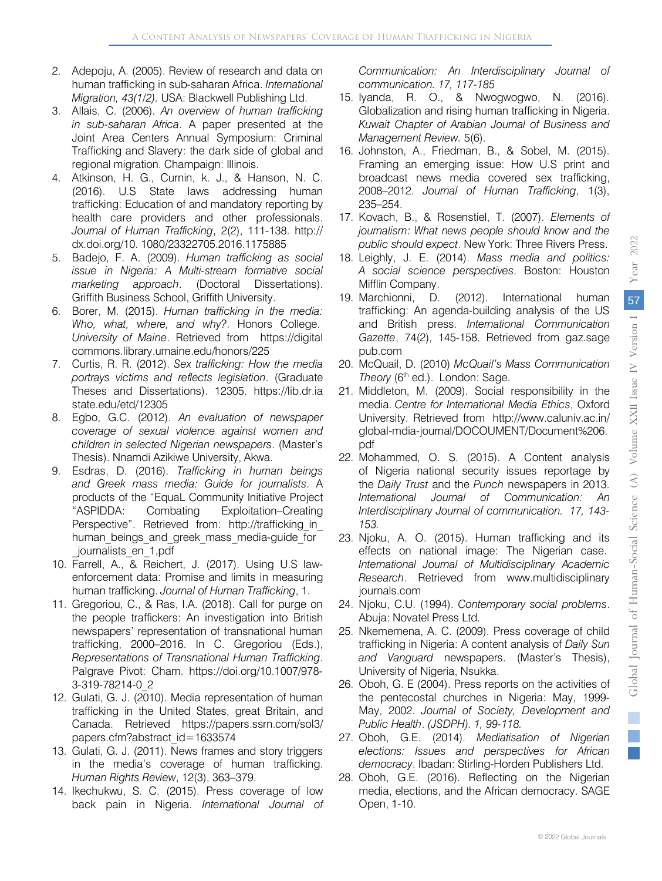2. Adepoju, A. (2005). Review of research and data on human trafficking in sub-saharan Africa. *International Migration, 43(1/2)*. USA: Blackwell Publishing Ltd.
3. Allais, C. (2006). *An overview of human trafficking in sub-saharan Africa*. A paper presented at the Joint Area Centers Annual Symposium: Criminal Trafficking and Slavery: the dark side of global and regional migration. Champaign: Illinois.
4. Atkinson, H. G., Curnin, k. J., & Hanson, N. C. (2016). U.S State laws addressing human trafficking: Education of and mandatory reporting by health care providers and other professionals. *Journal of Human Trafficking*, 2(2), 111-138. http://dx.doi.org/10. 1080/23322705.2016.1175885
5. Badejo, F. A. (2009). *Human trafficking as social issue in Nigeria: A Multi-stream formative social marketing approach*. (Doctoral Dissertations). Griffith Business School, Griffith University.
6. Borer, M. (2015). *Human trafficking in the media: Who, what, where, and why?*. Honors College. *University of Maine*. Retrieved from https://digitalcommons.library.umaine.edu/honors/225
7. Curtis, R. R. (2012). *Sex trafficking: How the media portrays victims and reflects legislation*. (Graduate Theses and Dissertations). 12305. https://lib.dr.iastate.edu/etd/12305
8. Egbo, G.C. (2012). *An evaluation of newspaper coverage of sexual violence against women and children in selected Nigerian newspapers*. (Master's Thesis). Nnamdi Azikiwe University, Akwa.
9. Esdras, D. (2016). *Trafficking in human beings and Greek mass media: Guide for journalists*. A products of the "EquaL Community Initiative Project "ASPIDDA: Combating Exploitation–Creating Perspective". Retrieved from: http://trafficking_in_human_beings_and_greek_mass_media-guide_for_journalists_en_1,pdf
10. Farrell, A., & Reichert, J. (2017). Using U.S law-enforcement data: Promise and limits in measuring human trafficking. *Journal of Human Trafficking*, 1.
11. Gregoriou, C., & Ras, I.A. (2018). Call for purge on the people traffickers: An investigation into British newspapers' representation of transnational human trafficking, 2000–2016. In C. Gregoriou (Eds.), *Representations of Transnational Human Trafficking*. Palgrave Pivot: Cham. https://doi.org/10.1007/978-3-319-78214-0_2
12. Gulati, G. J. (2010). Media representation of human trafficking in the United States, great Britain, and Canada. Retrieved https://papers.ssrn.com/sol3/papers.cfm?abstract_id=1633574
13. Gulati, G. J. (2011). News frames and story triggers in the media's coverage of human trafficking. *Human Rights Review*, 12(3), 363–379.
14. Ikechukwu, S. C. (2015). Press coverage of low back pain in Nigeria. *International Journal of Communication: An Interdisciplinary Journal of communication. 17, 117-185*
15. Iyanda, R. O., & Nwogwogwo, N. (2016). Globalization and rising human trafficking in Nigeria. *Kuwait Chapter of Arabian Journal of Business and Management Review*. 5(6).
16. Johnston, A., Friedman, B., & Sobel, M. (2015). Framing an emerging issue: How U.S print and broadcast news media covered sex trafficking, 2008–2012. *Journal of Human Trafficking*, 1(3), 235–254.
17. Kovach, B., & Rosenstiel, T. (2007). *Elements of journalism: What news people should know and the public should expect*. New York: Three Rivers Press.
18. Leighly, J. E. (2014). *Mass media and politics: A social science perspectives*. Boston: Houston Mifflin Company.
19. Marchionni, D. (2012). International human trafficking: An agenda-building analysis of the US and British press. *International Communication Gazette*, 74(2), 145-158. Retrieved from gaz.sagepub.com
20. McQuail, D. (2010) *McQuail's Mass Communication Theory* (6th ed.). London: Sage.
21. Middleton, M. (2009). Social responsibility in the media. *Centre for International Media Ethics*, Oxford University. Retrieved from http://www.caluniv.ac.in/global-mdia-journal/DOCOUMENT/Document%206.pdf
22. Mohammed, O. S. (2015). A Content analysis of Nigeria national security issues reportage by the *Daily Trust* and the *Punch* newspapers in 2013. *International Journal of Communication: An Interdisciplinary Journal of communication. 17, 143-153.*
23. Njoku, A. O. (2015). Human trafficking and its effects on national image: The Nigerian case. *International Journal of Multidisciplinary Academic Research*. Retrieved from www.multidisciplinaryjournals.com
24. Njoku, C.U. (1994). *Contemporary social problems*. Abuja: Novatel Press Ltd.
25. Nkememena, A. C. (2009). Press coverage of child trafficking in Nigeria: A content analysis of *Daily Sun and Vanguard* newspapers. (Master's Thesis), University of Nigeria, Nsukka.
26. Oboh, G. E (2004). Press reports on the activities of the pentecostal churches in Nigeria: May, 1999-May, 2002. *Journal of Society, Development and Public Health. (JSDPH). 1, 99-118.*
27. Oboh, G.E. (2014). *Mediatisation of Nigerian elections: Issues and perspectives for African democracy*. Ibadan: Stirling-Horden Publishers Ltd.
28. Oboh, G.E. (2016). Reflecting on the Nigerian media, elections, and the African democracy. SAGE Open, 1-10.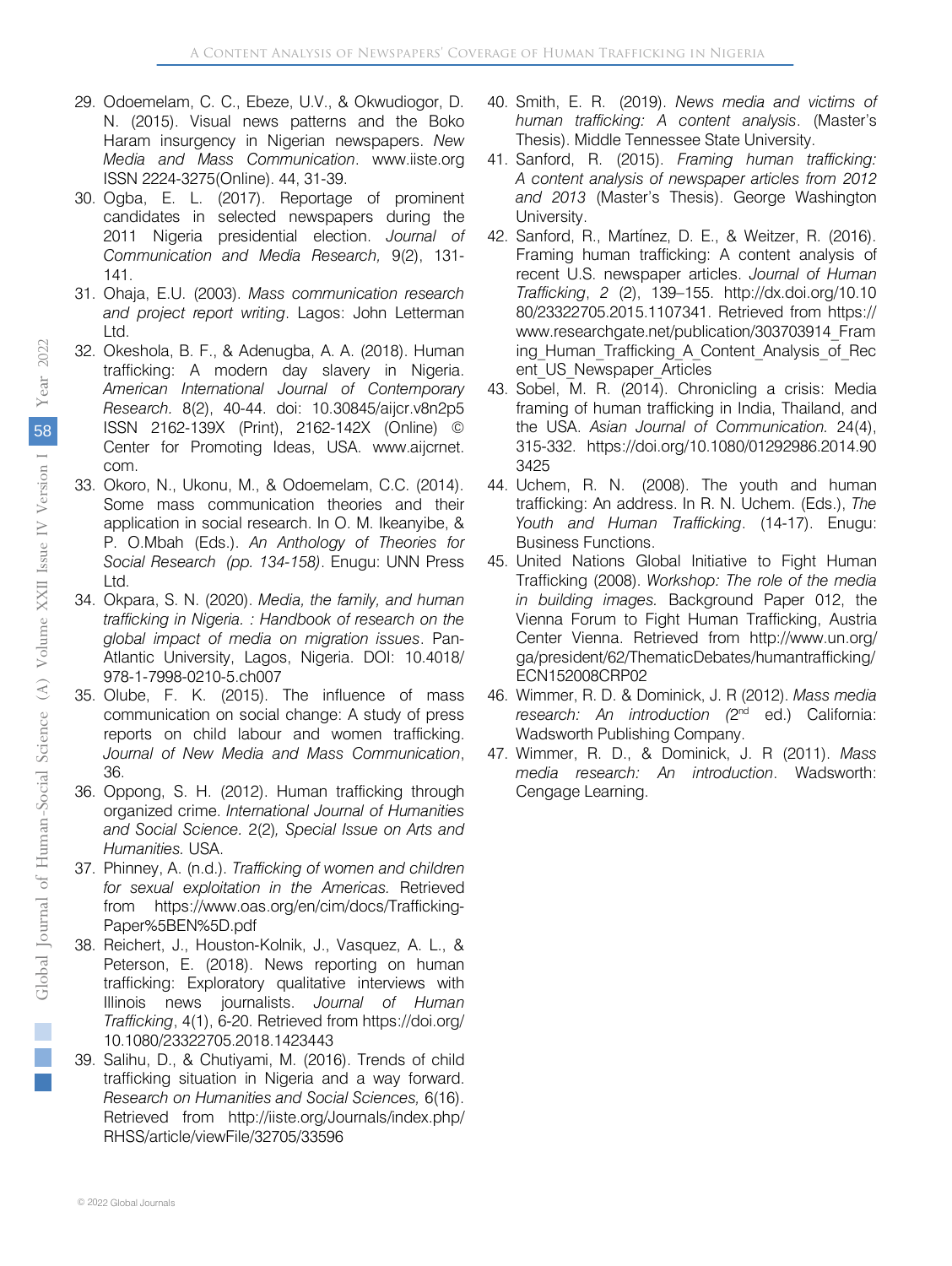29. Odoemelam, C. C., Ebeze, U.V., & Okwudiogor, D. N. (2015). Visual news patterns and the Boko Haram insurgency in Nigerian newspapers. *New Media and Mass Communication*. www.iiste.org ISSN 2224-3275(Online). 44, 31-39.
30. Ogba, E. L. (2017). Reportage of prominent candidates in selected newspapers during the 2011 Nigeria presidential election. *Journal of Communication and Media Research,* 9(2), 131-141.
31. Ohaja, E.U. (2003). *Mass communication research and project report writing*. Lagos: John Letterman Ltd.
32. Okeshola, B. F., & Adenugba, A. A. (2018). Human trafficking: A modern day slavery in Nigeria. *American International Journal of Contemporary Research.* 8(2), 40-44. doi: 10.30845/aijcr.v8n2p5 ISSN 2162-139X (Print), 2162-142X (Online) © Center for Promoting Ideas, USA. www.aijcrnet.com.
33. Okoro, N., Ukonu, M., & Odoemelam, C.C. (2014). Some mass communication theories and their application in social research. In O. M. Ikeanyibe, & P. O.Mbah (Eds.). *An Anthology of Theories for Social Research (pp. 134-158)*. Enugu: UNN Press Ltd.
34. Okpara, S. N. (2020). *Media, the family, and human trafficking in Nigeria. : Handbook of research on the global impact of media on migration issues*. Pan-Atlantic University, Lagos, Nigeria. DOI: 10.4018/978-1-7998-0210-5.ch007
35. Olube, F. K. (2015). The influence of mass communication on social change: A study of press reports on child labour and women trafficking. *Journal of New Media and Mass Communication*, 36.
36. Oppong, S. H. (2012). Human trafficking through organized crime. *International Journal of Humanities and Social Science.* 2(2)*, Special Issue on Arts and Humanities.* USA.
37. Phinney, A. (n.d.). *Trafficking of women and children for sexual exploitation in the Americas.* Retrieved from https://www.oas.org/en/cim/docs/Trafficking-Paper%5BEN%5D.pdf
38. Reichert, J., Houston-Kolnik, J., Vasquez, A. L., & Peterson, E. (2018). News reporting on human trafficking: Exploratory qualitative interviews with Illinois news journalists. *Journal of Human Trafficking*, 4(1), 6-20. Retrieved from https://doi.org/10.1080/23322705.2018.1423443
39. Salihu, D., & Chutiyami, M. (2016). Trends of child trafficking situation in Nigeria and a way forward. *Research on Humanities and Social Sciences,* 6(16). Retrieved from http://iiste.org/Journals/index.php/RHSS/article/viewFile/32705/33596
40. Smith, E. R. (2019). *News media and victims of human trafficking: A content analysis*. (Master's Thesis). Middle Tennessee State University.
41. Sanford, R. (2015). *Framing human trafficking: A content analysis of newspaper articles from 2012 and 2013* (Master's Thesis). George Washington University.
42. Sanford, R., Martínez, D. E., & Weitzer, R. (2016). Framing human trafficking: A content analysis of recent U.S. newspaper articles. *Journal of Human Trafficking*, *2* (2), 139–155. http://dx.doi.org/10.1080/23322705.2015.1107341. Retrieved from https://www.researchgate.net/publication/303703914_Framing_Human_Trafficking_A_Content_Analysis_of_Recent_US_Newspaper_Articles
43. Sobel, M. R. (2014). Chronicling a crisis: Media framing of human trafficking in India, Thailand, and the USA. *Asian Journal of Communication.* 24(4), 315-332. https://doi.org/10.1080/01292986.2014.903425
44. Uchem, R. N. (2008). The youth and human trafficking: An address. In R. N. Uchem. (Eds.), *The Youth and Human Trafficking*. (14-17). Enugu: Business Functions.
45. United Nations Global Initiative to Fight Human Trafficking (2008). *Workshop: The role of the media in building images.* Background Paper 012, the Vienna Forum to Fight Human Trafficking, Austria Center Vienna. Retrieved from http://www.un.org/ga/president/62/ThematicDebates/humantrafficking/ECN152008CRP02
46. Wimmer, R. D. & Dominick, J. R (2012). *Mass media research: An introduction (*2nd ed.) California: Wadsworth Publishing Company.
47. Wimmer, R. D., & Dominick, J. R (2011). *Mass media research: An introduction*. Wadsworth: Cengage Learning.